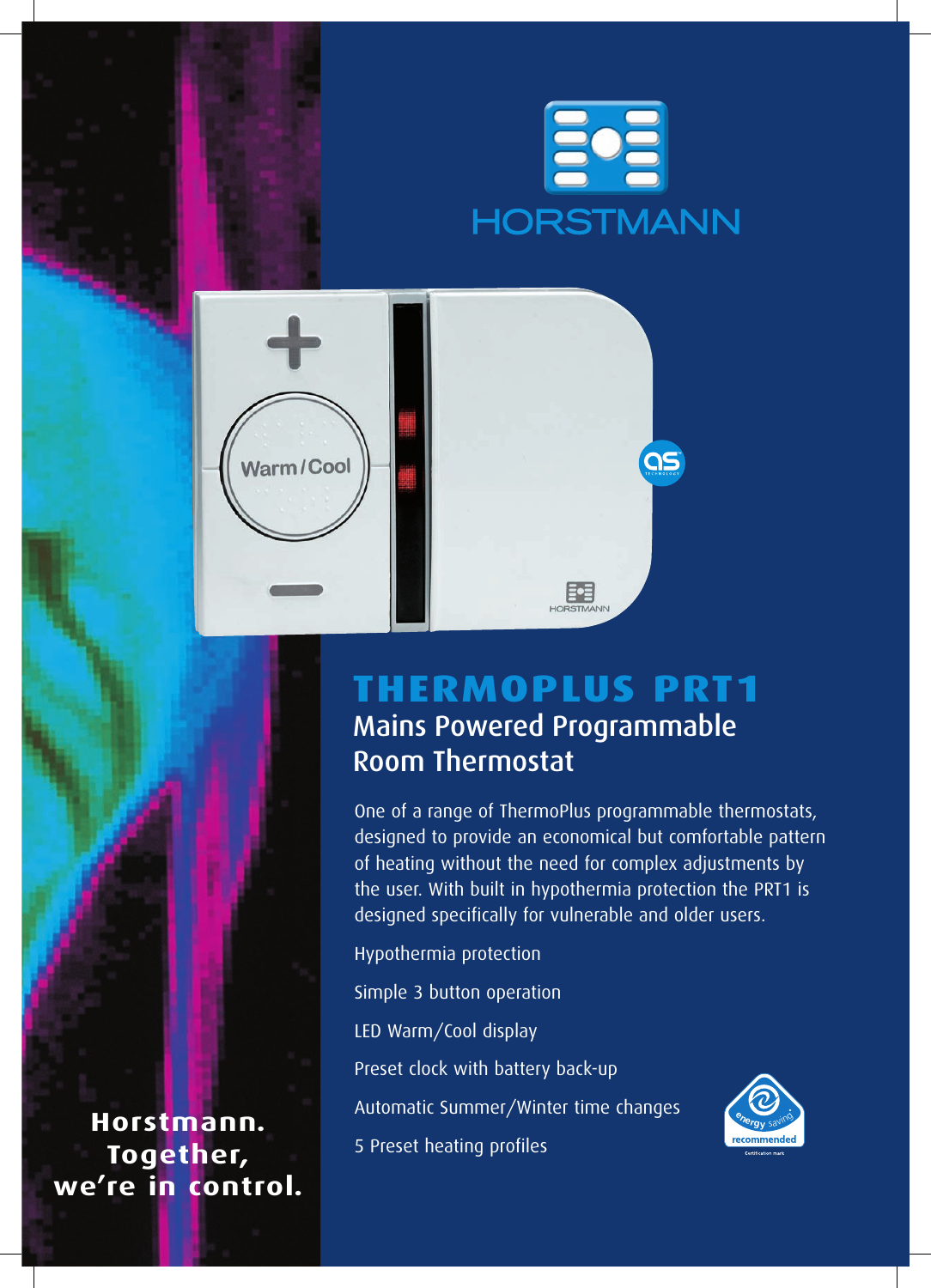HORSTMANN

# THERMOPLUS PRT1

## Mains Powered Programmable Room Thermostat

One of a range of ThermoPlus programmable thermostats, designed to provide an economical but comfortable pattern of heating without the need for complex adjustments by the user. With built in hypothermia protection the PRT1 is designed specifically for vulnerable and older users.

- Hypothermia protection
- Simple 3 button operation
- LED Warm/Cool display
- Preset clock with battery back-up
- Automatic Summer/Winter time changes
- 5 Preset heating profiles

**Horstmann. Together, we're in control.**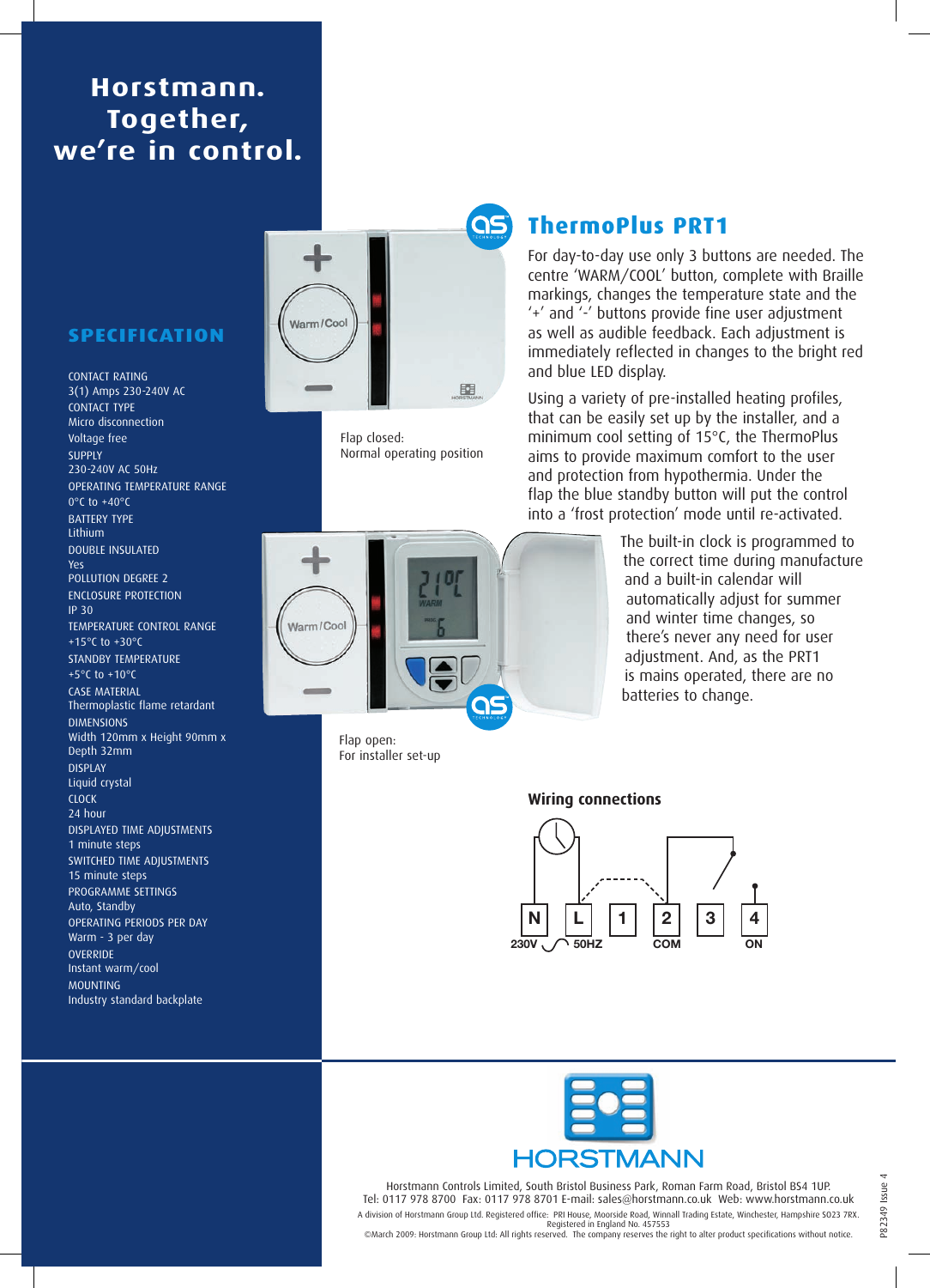# Horstmann. Together, we're in control.

## SPECIFICATION

CONTACT RATING
3(1) Amps 230-240V AC

CONTACT TYPE
Micro disconnection
Voltage free

SUPPLY
230-240V AC 50Hz

OPERATING TEMPERATURE RANGE
0°C to +40°C

BATTERY TYPE
Lithium

DOUBLE INSULATED
Yes

POLLUTION DEGREE 2

ENCLOSURE PROTECTION
IP 30

TEMPERATURE CONTROL RANGE
+15°C to +30°C

STANDBY TEMPERATURE
+5°C to +10°C

CASE MATERIAL
Thermoplastic flame retardant

DIMENSIONS
Width 120mm x Height 90mm x Depth 32mm

DISPLAY
Liquid crystal

CLOCK
24 hour

DISPLAYED TIME ADJUSTMENTS
1 minute steps

SWITCHED TIME ADJUSTMENTS
15 minute steps

PROGRAMME SETTINGS
Auto, Standby

OPERATING PERIODS PER DAY
Warm - 3 per day

OVERRIDE
Instant warm/cool

MOUNTING
Industry standard backplate

Flap closed:
Normal operating position

Flap open:
For installer set-up

## ThermoPlus PRT1

For day-to-day use only 3 buttons are needed. The centre 'WARM/COOL' button, complete with Braille markings, changes the temperature state and the '+' and '-' buttons provide fine user adjustment as well as audible feedback. Each adjustment is immediately reflected in changes to the bright red and blue LED display.

Using a variety of pre-installed heating profiles, that can be easily set up by the installer, and a minimum cool setting of 15°C, the ThermoPlus aims to provide maximum comfort to the user and protection from hypothermia. Under the flap the blue standby button will put the control into a 'frost protection' mode until re-activated.

The built-in clock is programmed to the correct time during manufacture and a built-in calendar will automatically adjust for summer and winter time changes, so there's never any need for user adjustment. And, as the PRT1 is mains operated, there are no batteries to change.

### Wiring connections

N L 1 2 3 4
230V 50HZ COM ON

HORSTMANN

Horstmann Controls Limited, South Bristol Business Park, Roman Farm Road, Bristol BS4 1UP.
Tel: 0117 978 8700 Fax: 0117 978 8701 E-mail: sales@horstmann.co.uk Web: www.horstmann.co.uk

A division of Horstmann Group Ltd. Registered office: PRI House, Moorside Road, Winnall Trading Estate, Winchester, Hampshire SO23 7RX.
Registered in England No. 457553
©March 2009: Horstmann Group Ltd: All rights reserved. The company reserves the right to alter product specifications without notice.

P82349 Issue 4